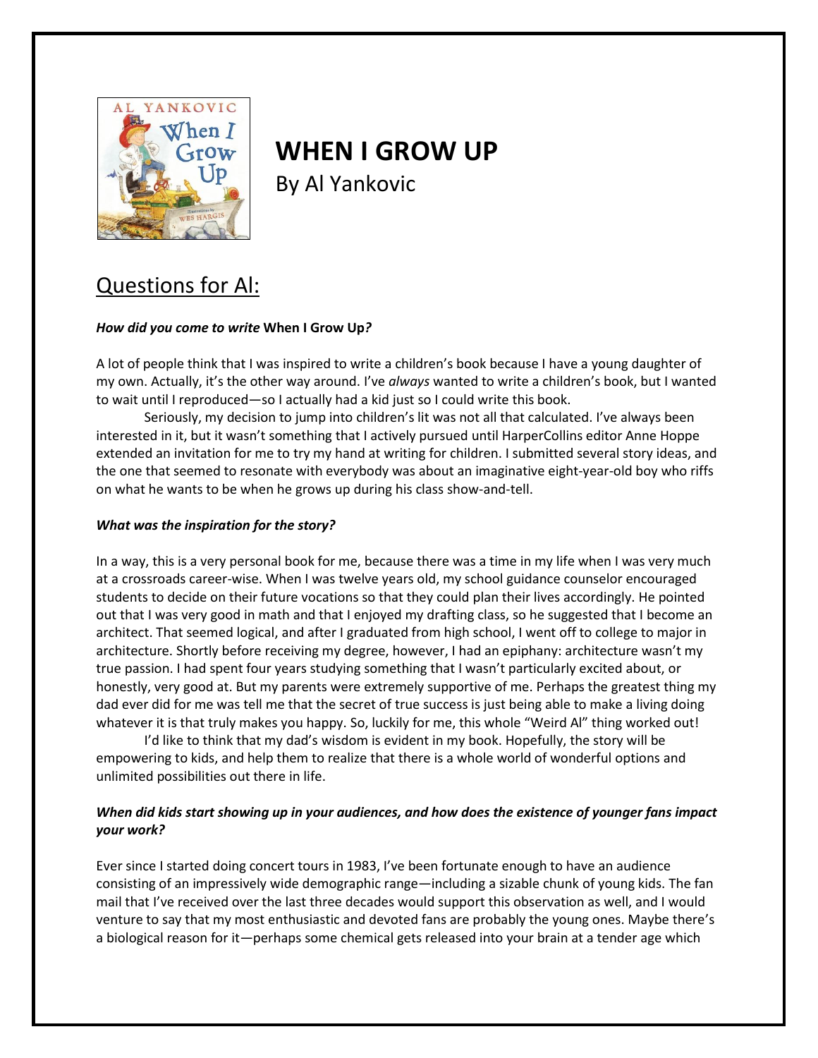# WHEN I GROW UP

By Al Yankovic

## Questions for Al:

***How did you come to write* When I Grow Up*?***

A lot of people think that I was inspired to write a children's book because I have a young daughter of my own. Actually, it's the other way around. I've *always* wanted to write a children's book, but I wanted to wait until I reproduced—so I actually had a kid just so I could write this book.

Seriously, my decision to jump into children's lit was not all that calculated. I've always been interested in it, but it wasn't something that I actively pursued until HarperCollins editor Anne Hoppe extended an invitation for me to try my hand at writing for children. I submitted several story ideas, and the one that seemed to resonate with everybody was about an imaginative eight-year-old boy who riffs on what he wants to be when he grows up during his class show-and-tell.

***What was the inspiration for the story?***

In a way, this is a very personal book for me, because there was a time in my life when I was very much at a crossroads career-wise. When I was twelve years old, my school guidance counselor encouraged students to decide on their future vocations so that they could plan their lives accordingly. He pointed out that I was very good in math and that I enjoyed my drafting class, so he suggested that I become an architect. That seemed logical, and after I graduated from high school, I went off to college to major in architecture. Shortly before receiving my degree, however, I had an epiphany: architecture wasn't my true passion. I had spent four years studying something that I wasn't particularly excited about, or honestly, very good at. But my parents were extremely supportive of me. Perhaps the greatest thing my dad ever did for me was tell me that the secret of true success is just being able to make a living doing whatever it is that truly makes you happy. So, luckily for me, this whole "Weird Al" thing worked out!

I'd like to think that my dad's wisdom is evident in my book. Hopefully, the story will be empowering to kids, and help them to realize that there is a whole world of wonderful options and unlimited possibilities out there in life.

***When did kids start showing up in your audiences, and how does the existence of younger fans impact your work?***

Ever since I started doing concert tours in 1983, I've been fortunate enough to have an audience consisting of an impressively wide demographic range—including a sizable chunk of young kids. The fan mail that I've received over the last three decades would support this observation as well, and I would venture to say that my most enthusiastic and devoted fans are probably the young ones. Maybe there's a biological reason for it—perhaps some chemical gets released into your brain at a tender age which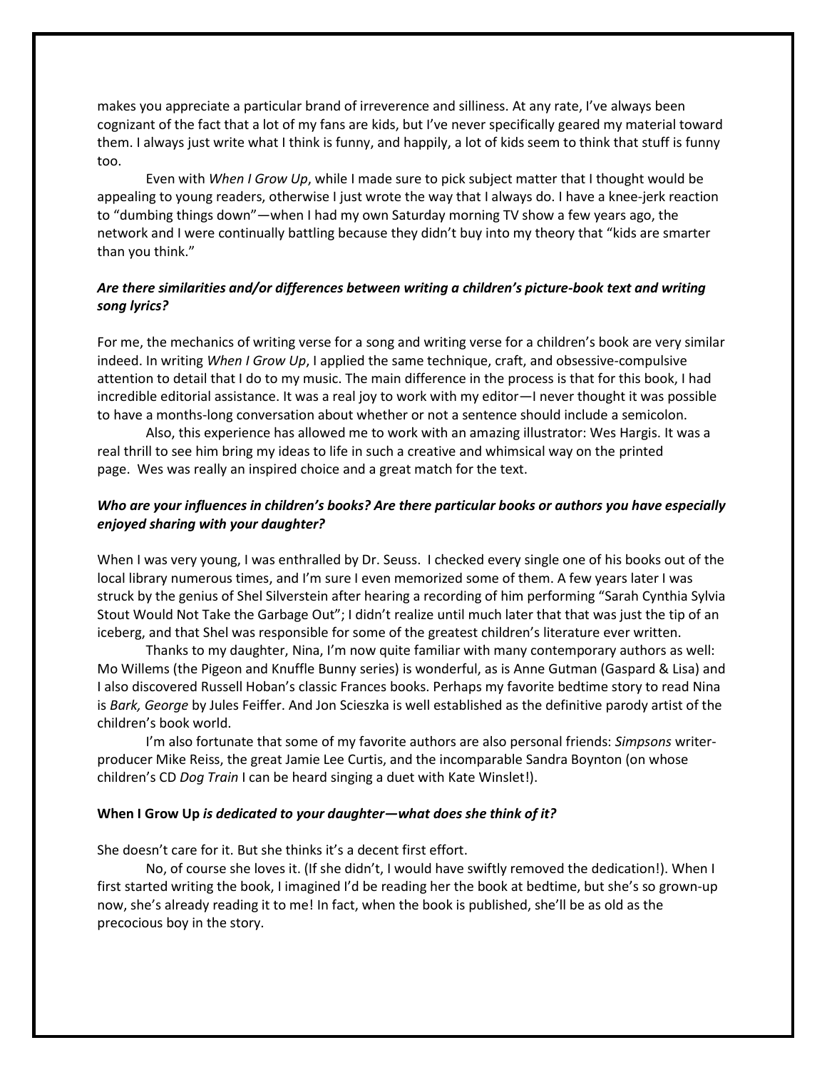makes you appreciate a particular brand of irreverence and silliness. At any rate, I've always been cognizant of the fact that a lot of my fans are kids, but I've never specifically geared my material toward them. I always just write what I think is funny, and happily, a lot of kids seem to think that stuff is funny too.

Even with *When I Grow Up*, while I made sure to pick subject matter that I thought would be appealing to young readers, otherwise I just wrote the way that I always do. I have a knee-jerk reaction to "dumbing things down"—when I had my own Saturday morning TV show a few years ago, the network and I were continually battling because they didn't buy into my theory that "kids are smarter than you think."

***Are there similarities and/or differences between writing a children's picture-book text and writing song lyrics?***

For me, the mechanics of writing verse for a song and writing verse for a children's book are very similar indeed. In writing *When I Grow Up*, I applied the same technique, craft, and obsessive-compulsive attention to detail that I do to my music. The main difference in the process is that for this book, I had incredible editorial assistance. It was a real joy to work with my editor—I never thought it was possible to have a months-long conversation about whether or not a sentence should include a semicolon.

Also, this experience has allowed me to work with an amazing illustrator: Wes Hargis. It was a real thrill to see him bring my ideas to life in such a creative and whimsical way on the printed page. Wes was really an inspired choice and a great match for the text.

***Who are your influences in children's books? Are there particular books or authors you have especially enjoyed sharing with your daughter?***

When I was very young, I was enthralled by Dr. Seuss. I checked every single one of his books out of the local library numerous times, and I'm sure I even memorized some of them. A few years later I was struck by the genius of Shel Silverstein after hearing a recording of him performing "Sarah Cynthia Sylvia Stout Would Not Take the Garbage Out"; I didn't realize until much later that that was just the tip of an iceberg, and that Shel was responsible for some of the greatest children's literature ever written.

Thanks to my daughter, Nina, I'm now quite familiar with many contemporary authors as well: Mo Willems (the Pigeon and Knuffle Bunny series) is wonderful, as is Anne Gutman (Gaspard & Lisa) and I also discovered Russell Hoban's classic Frances books. Perhaps my favorite bedtime story to read Nina is *Bark, George* by Jules Feiffer. And Jon Scieszka is well established as the definitive parody artist of the children's book world.

I'm also fortunate that some of my favorite authors are also personal friends: *Simpsons* writer-producer Mike Reiss, the great Jamie Lee Curtis, and the incomparable Sandra Boynton (on whose children's CD *Dog Train* I can be heard singing a duet with Kate Winslet!).

**When I Grow Up** ***is dedicated to your daughter—what does she think of it?***

She doesn't care for it. But she thinks it's a decent first effort.

No, of course she loves it. (If she didn't, I would have swiftly removed the dedication!). When I first started writing the book, I imagined I'd be reading her the book at bedtime, but she's so grown-up now, she's already reading it to me! In fact, when the book is published, she'll be as old as the precocious boy in the story.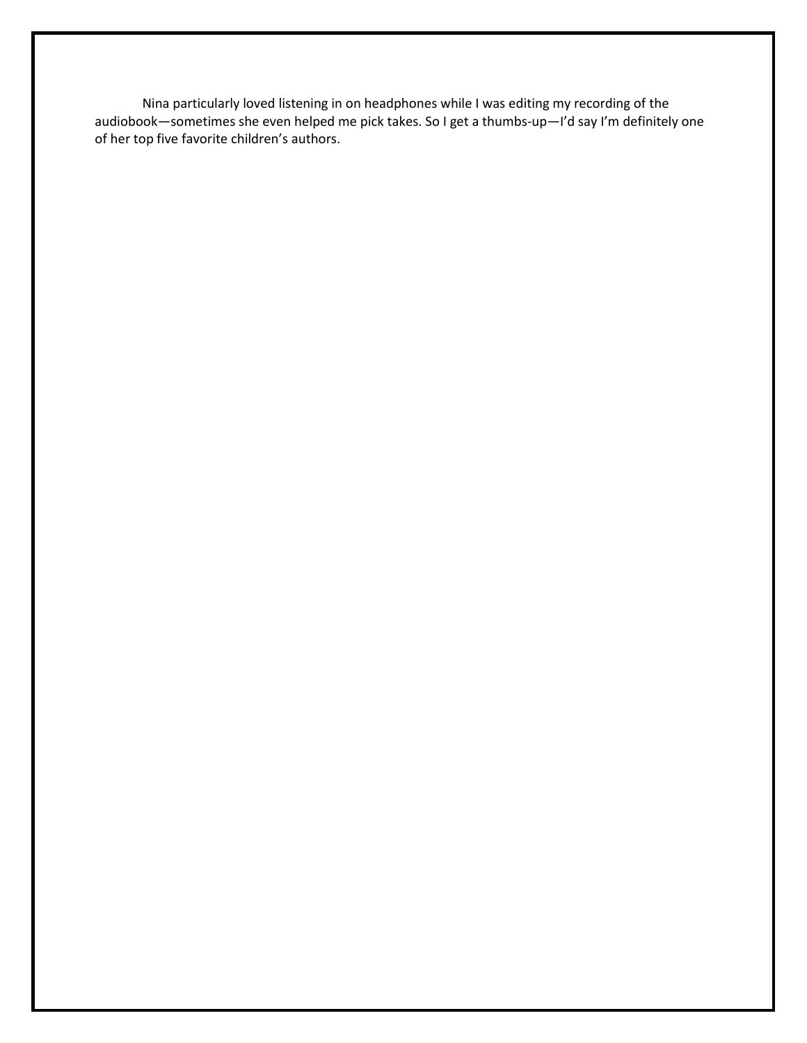Nina particularly loved listening in on headphones while I was editing my recording of the audiobook—sometimes she even helped me pick takes. So I get a thumbs-up—I'd say I'm definitely one of her top five favorite children's authors.